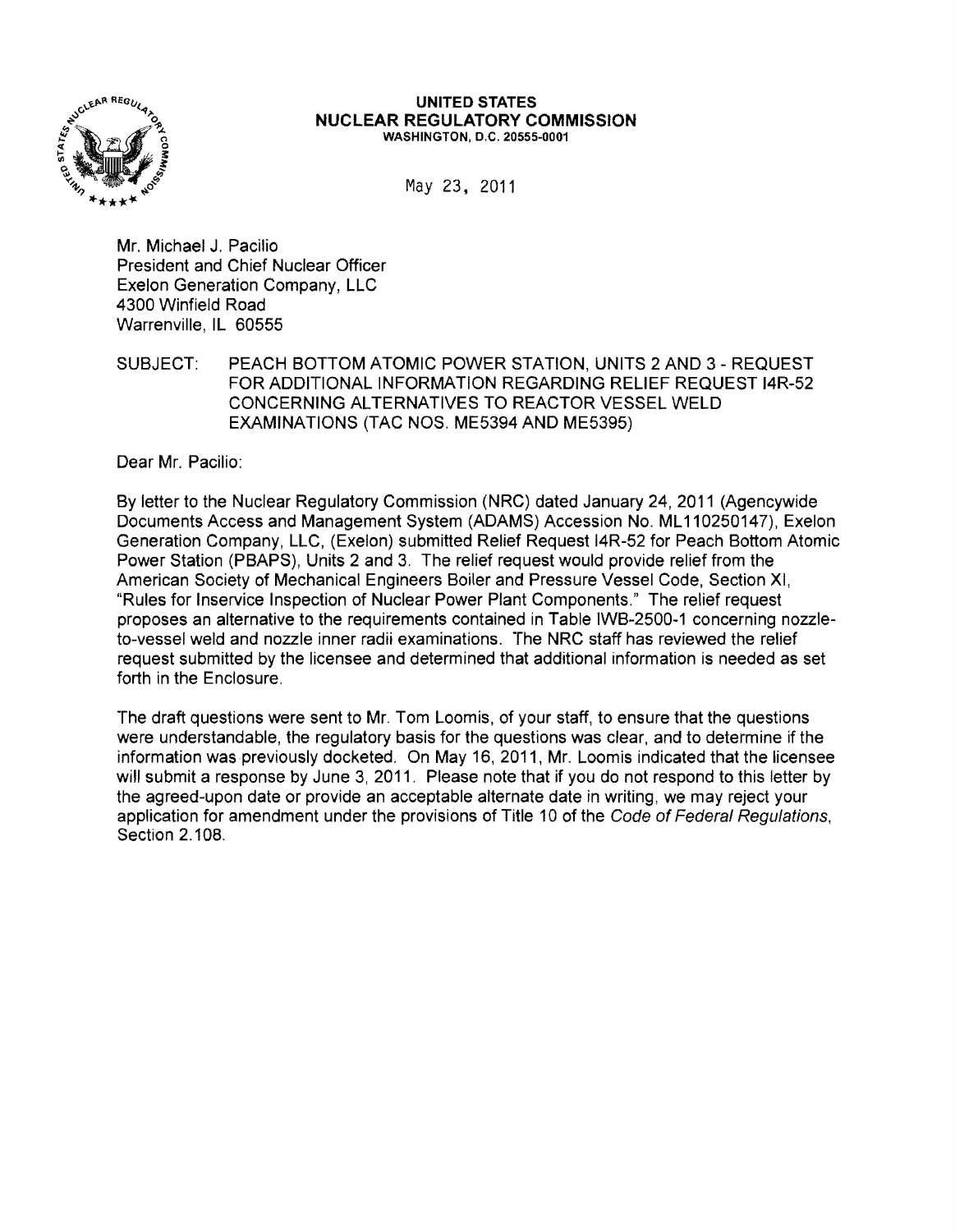**UNITED STATES**
**NUCLEAR REGULATORY COMMISSION**
WASHINGTON, D.C. 20555-0001

May 23, 2011

Mr. Michael J. Pacilio
President and Chief Nuclear Officer
Exelon Generation Company, LLC
4300 Winfield Road
Warrenville, IL 60555

SUBJECT: PEACH BOTTOM ATOMIC POWER STATION, UNITS 2 AND 3 - REQUEST FOR ADDITIONAL INFORMATION REGARDING RELIEF REQUEST I4R-52 CONCERNING ALTERNATIVES TO REACTOR VESSEL WELD EXAMINATIONS (TAC NOS. ME5394 AND ME5395)

Dear Mr. Pacilio:

By letter to the Nuclear Regulatory Commission (NRC) dated January 24, 2011 (Agencywide Documents Access and Management System (ADAMS) Accession No. ML110250147), Exelon Generation Company, LLC, (Exelon) submitted Relief Request I4R-52 for Peach Bottom Atomic Power Station (PBAPS), Units 2 and 3. The relief request would provide relief from the American Society of Mechanical Engineers Boiler and Pressure Vessel Code, Section XI, "Rules for Inservice Inspection of Nuclear Power Plant Components." The relief request proposes an alternative to the requirements contained in Table IWB-2500-1 concerning nozzle-to-vessel weld and nozzle inner radii examinations. The NRC staff has reviewed the relief request submitted by the licensee and determined that additional information is needed as set forth in the Enclosure.

The draft questions were sent to Mr. Tom Loomis, of your staff, to ensure that the questions were understandable, the regulatory basis for the questions was clear, and to determine if the information was previously docketed. On May 16, 2011, Mr. Loomis indicated that the licensee will submit a response by June 3, 2011. Please note that if you do not respond to this letter by the agreed-upon date or provide an acceptable alternate date in writing, we may reject your application for amendment under the provisions of Title 10 of the *Code of Federal Regulations*, Section 2.108.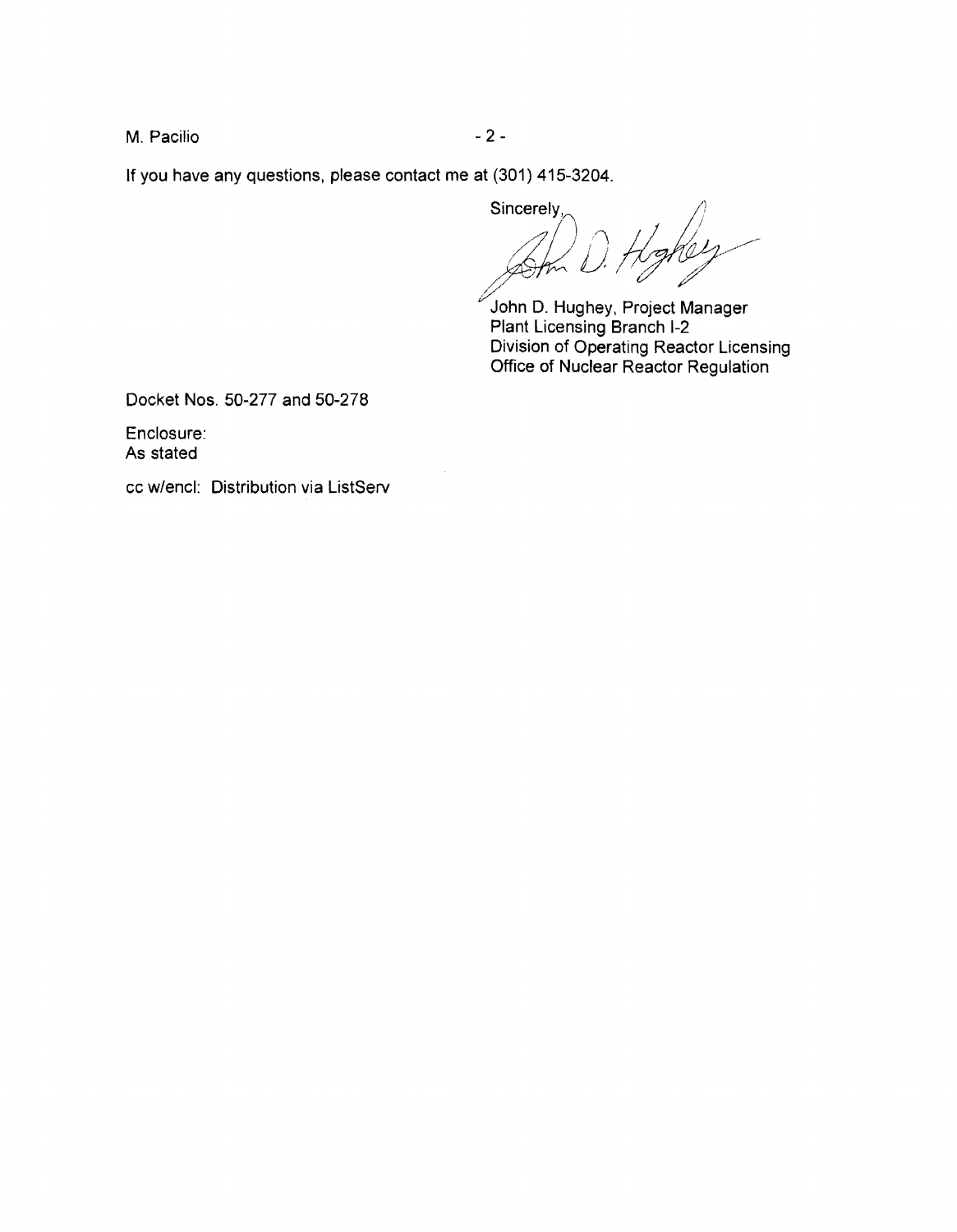If you have any questions, please contact me at (301) 415-3204.

Sincerely,

John D. Hughey, Project Manager
Plant Licensing Branch I-2
Division of Operating Reactor Licensing
Office of Nuclear Reactor Regulation

Docket Nos. 50-277 and 50-278

Enclosure:
As stated

cc w/encl: Distribution via ListServ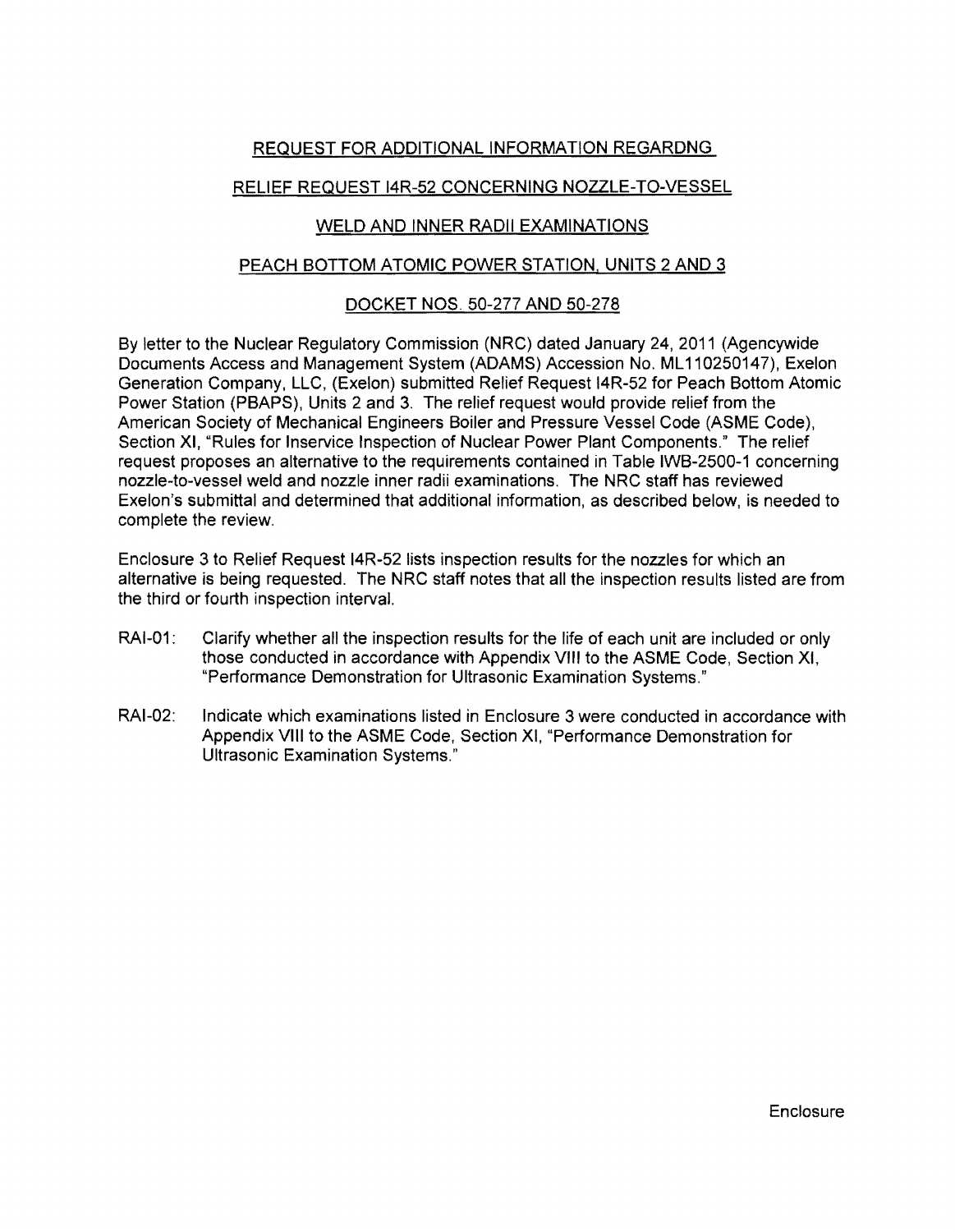# REQUEST FOR ADDITIONAL INFORMATION REGARDNG

# RELIEF REQUEST I4R-52 CONCERNING NOZZLE-TO-VESSEL

# WELD AND INNER RADII EXAMINATIONS

# PEACH BOTTOM ATOMIC POWER STATION, UNITS 2 AND 3

# DOCKET NOS. 50-277 AND 50-278

By letter to the Nuclear Regulatory Commission (NRC) dated January 24, 2011 (Agencywide Documents Access and Management System (ADAMS) Accession No. ML110250147), Exelon Generation Company, LLC, (Exelon) submitted Relief Request I4R-52 for Peach Bottom Atomic Power Station (PBAPS), Units 2 and 3. The relief request would provide relief from the American Society of Mechanical Engineers Boiler and Pressure Vessel Code (ASME Code), Section XI, "Rules for Inservice Inspection of Nuclear Power Plant Components." The relief request proposes an alternative to the requirements contained in Table IWB-2500-1 concerning nozzle-to-vessel weld and nozzle inner radii examinations. The NRC staff has reviewed Exelon's submittal and determined that additional information, as described below, is needed to complete the review.

Enclosure 3 to Relief Request I4R-52 lists inspection results for the nozzles for which an alternative is being requested. The NRC staff notes that all the inspection results listed are from the third or fourth inspection interval.

RAI-01: Clarify whether all the inspection results for the life of each unit are included or only those conducted in accordance with Appendix VIII to the ASME Code, Section XI, "Performance Demonstration for Ultrasonic Examination Systems."

RAI-02: Indicate which examinations listed in Enclosure 3 were conducted in accordance with Appendix VIII to the ASME Code, Section XI, "Performance Demonstration for Ultrasonic Examination Systems."

Enclosure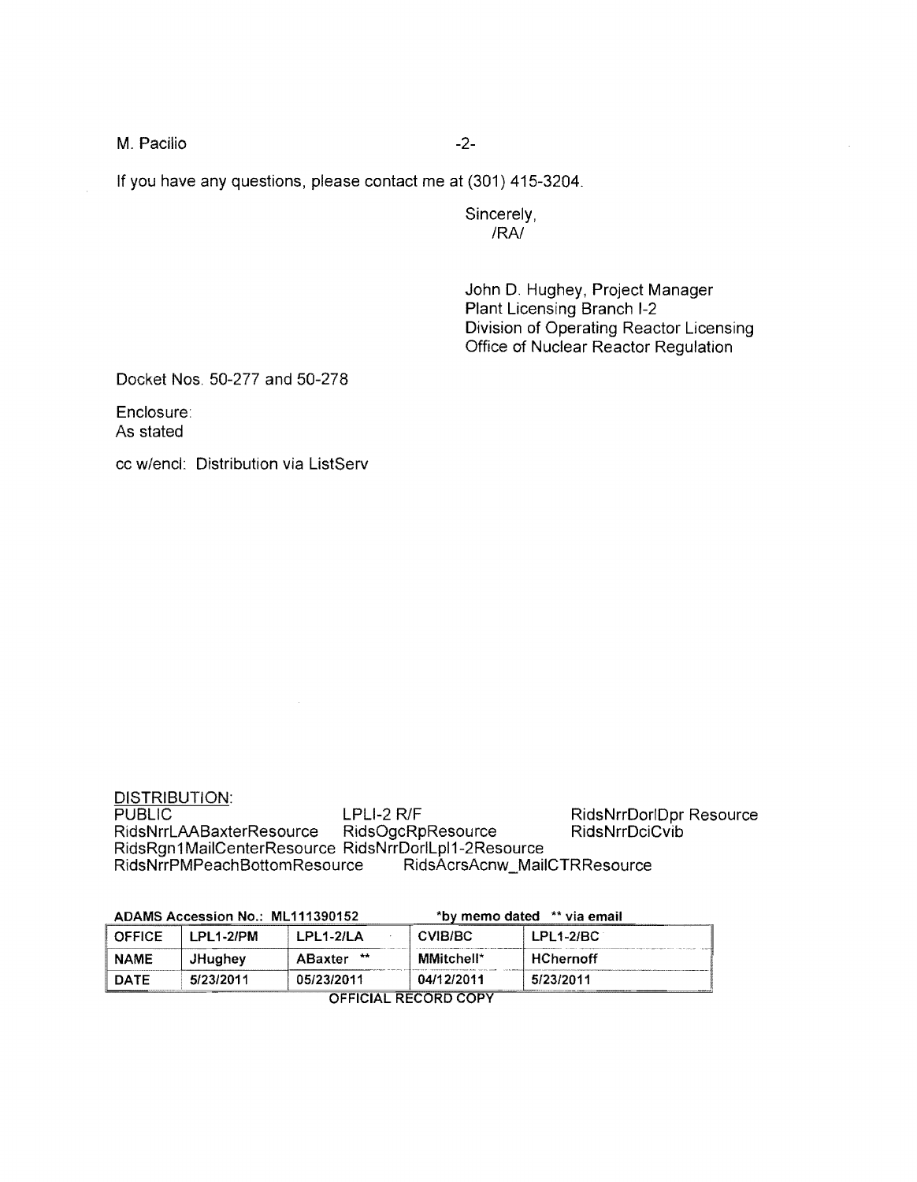If you have any questions, please contact me at (301) 415-3204.

Sincerely,
/RA/

John D. Hughey, Project Manager
Plant Licensing Branch I-2
Division of Operating Reactor Licensing
Office of Nuclear Reactor Regulation

Docket Nos. 50-277 and 50-278

Enclosure:
As stated

cc w/encl: Distribution via ListServ

DISTRIBUTION:
PUBLIC
LPLI-2 R/F
RidsNrrDorlDpr Resource
RidsNrrLAABaxterResource
RidsOgcRpResource
RidsNrrDciCvib
RidsRgn1MailCenterResource
RidsNrrDorlLpl1-2Resource
RidsNrrPMPeachBottomResource
RidsAcrsAcnw_MailCTRResource

ADAMS Accession No.: ML111390152 *by memo dated ** via email

| OFFICE | LPL1-2/PM | LPL1-2/LA | CVIB/BC | LPL1-2/BC |
|---|---|---|---|---|
| NAME | JHughey | ABaxter ** | MMitchell* | HChernoff |
| DATE | 5/23/2011 | 05/23/2011 | 04/12/2011 | 5/23/2011 |

OFFICIAL RECORD COPY